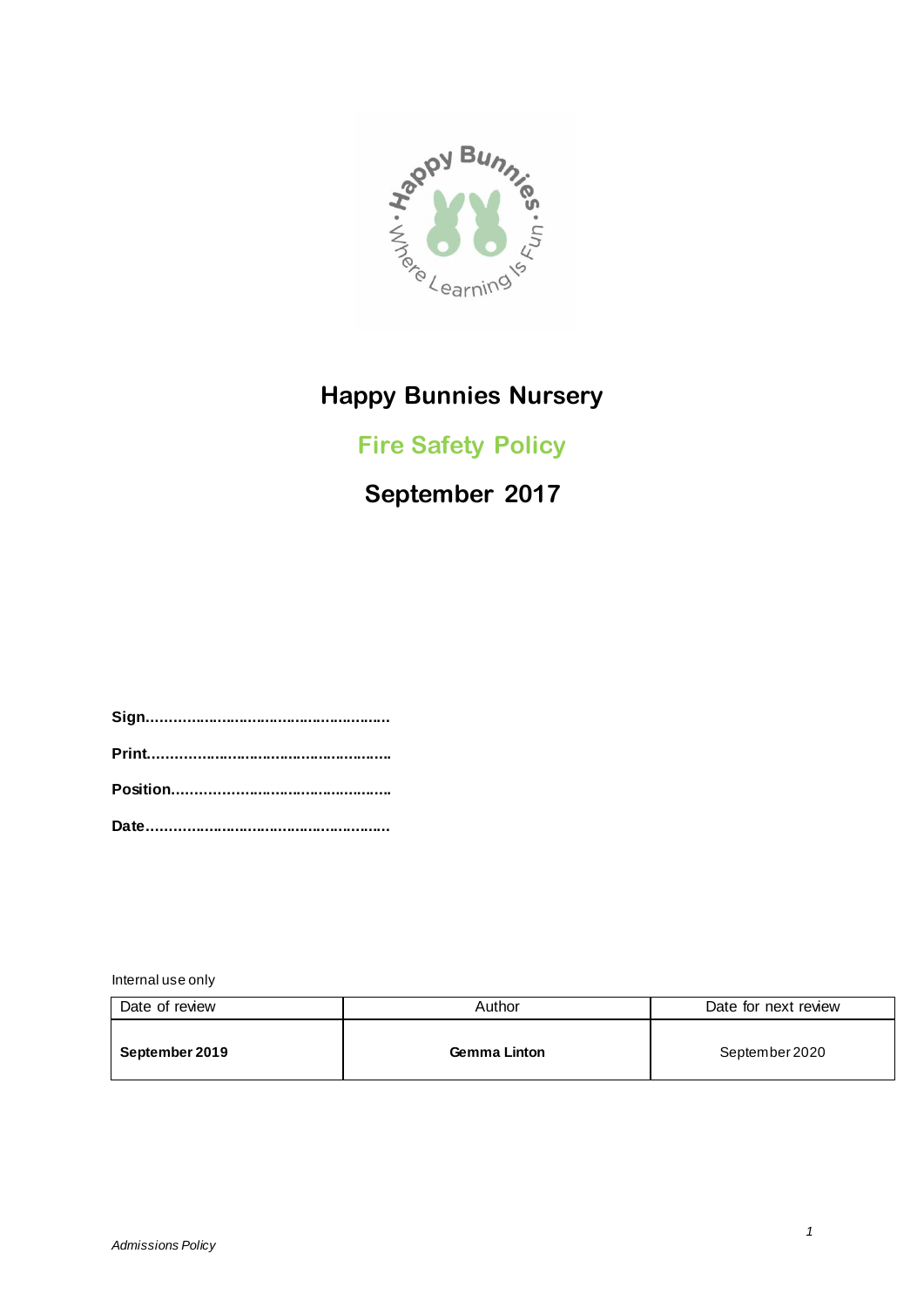# Happy Bunnies Nursery

## Fire Safety Policy

## September 2017

**Sign.......................................................**

**Print.......................................................**

**Position.................................................**

**Date.......................................................**

Internal use only

| Date of review | Author | Date for next review |
|---|---|---|
| **September 2019** | **Gemma Linton** | September 2020 |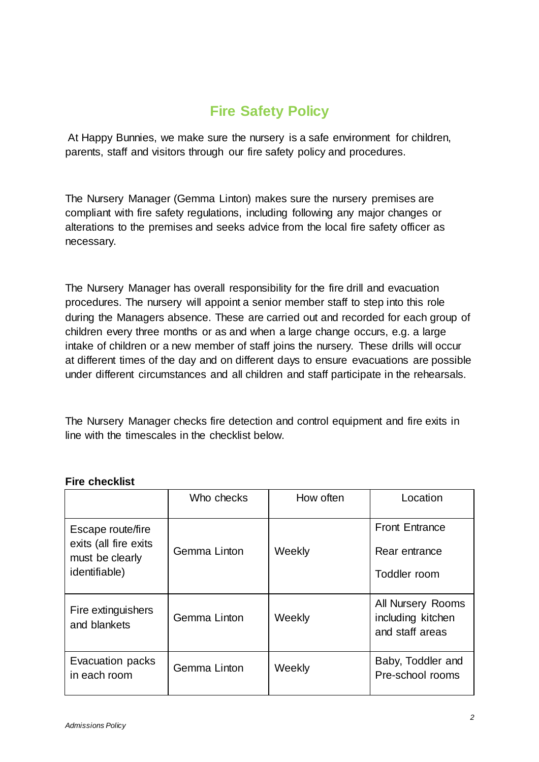# Fire Safety Policy

At Happy Bunnies, we make sure the nursery is a safe environment for children, parents, staff and visitors through our fire safety policy and procedures.

The Nursery Manager (Gemma Linton) makes sure the nursery premises are compliant with fire safety regulations, including following any major changes or alterations to the premises and seeks advice from the local fire safety officer as necessary.

The Nursery Manager has overall responsibility for the fire drill and evacuation procedures. The nursery will appoint a senior member staff to step into this role during the Managers absence. These are carried out and recorded for each group of children every three months or as and when a large change occurs, e.g. a large intake of children or a new member of staff joins the nursery. These drills will occur at different times of the day and on different days to ensure evacuations are possible under different circumstances and all children and staff participate in the rehearsals.

The Nursery Manager checks fire detection and control equipment and fire exits in line with the timescales in the checklist below.

**Fire checklist**

| | Who checks | How often | Location |
|---|---|---|---|
| Escape route/fire exits (all fire exits must be clearly identifiable) | Gemma Linton | Weekly | Front Entrance<br>Rear entrance<br>Toddler room |
| Fire extinguishers and blankets | Gemma Linton | Weekly | All Nursery Rooms including kitchen and staff areas |
| Evacuation packs in each room | Gemma Linton | Weekly | Baby, Toddler and Pre-school rooms |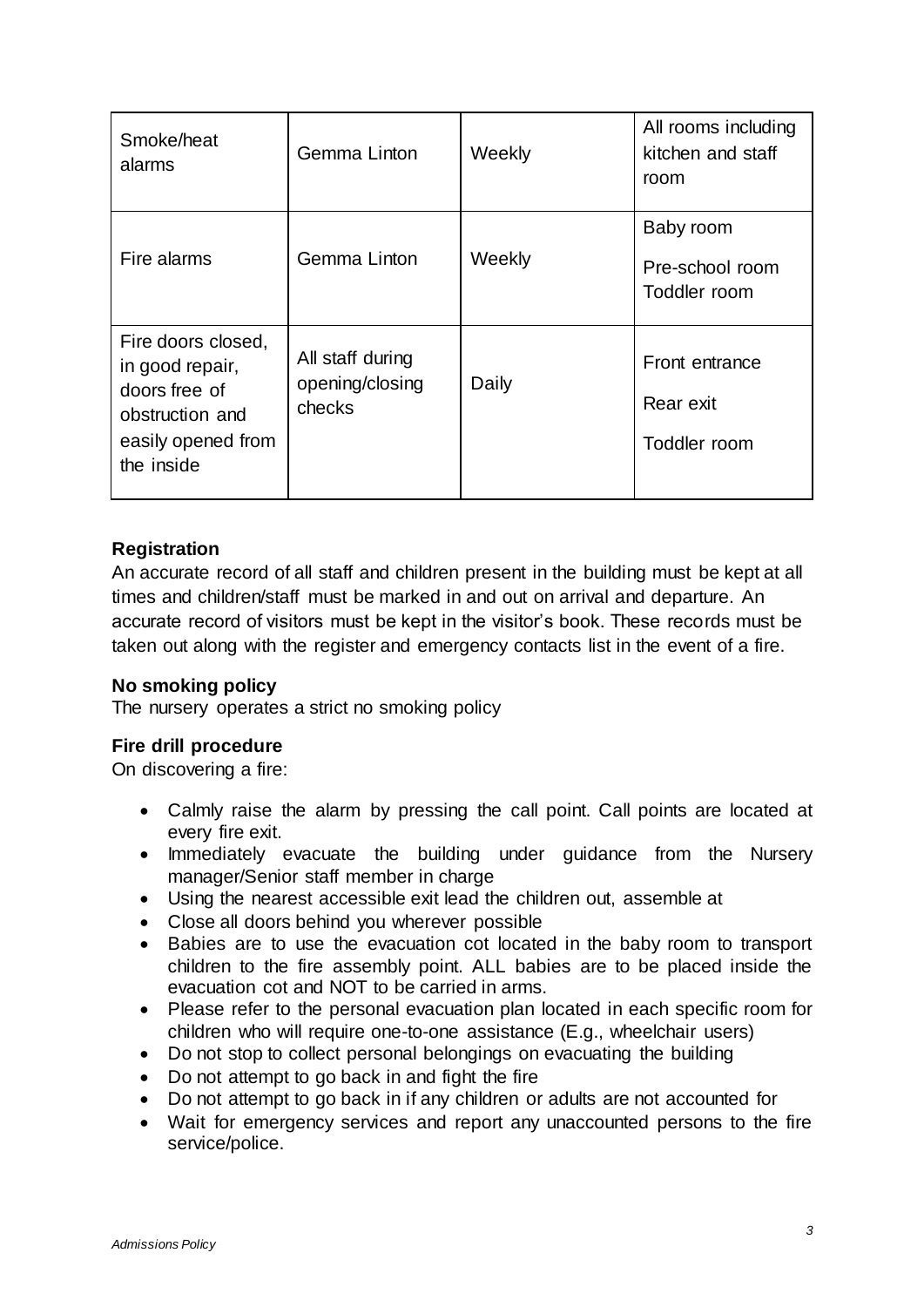| Smoke/heat alarms | Gemma Linton | Weekly | All rooms including kitchen and staff room |
|---|---|---|---|
| Fire alarms | Gemma Linton | Weekly | Baby room<br>Pre-school room<br>Toddler room |
| Fire doors closed, in good repair, doors free of obstruction and easily opened from the inside | All staff during opening/closing checks | Daily | Front entrance<br>Rear exit<br>Toddler room |

**Registration**

An accurate record of all staff and children present in the building must be kept at all times and children/staff must be marked in and out on arrival and departure. An accurate record of visitors must be kept in the visitor's book. These records must be taken out along with the register and emergency contacts list in the event of a fire.

**No smoking policy**

The nursery operates a strict no smoking policy

**Fire drill procedure**

On discovering a fire:

- Calmly raise the alarm by pressing the call point. Call points are located at every fire exit.
- Immediately evacuate the building under guidance from the Nursery manager/Senior staff member in charge
- Using the nearest accessible exit lead the children out, assemble at
- Close all doors behind you wherever possible
- Babies are to use the evacuation cot located in the baby room to transport children to the fire assembly point. ALL babies are to be placed inside the evacuation cot and NOT to be carried in arms.
- Please refer to the personal evacuation plan located in each specific room for children who will require one-to-one assistance (E.g., wheelchair users)
- Do not stop to collect personal belongings on evacuating the building
- Do not attempt to go back in and fight the fire
- Do not attempt to go back in if any children or adults are not accounted for
- Wait for emergency services and report any unaccounted persons to the fire service/police.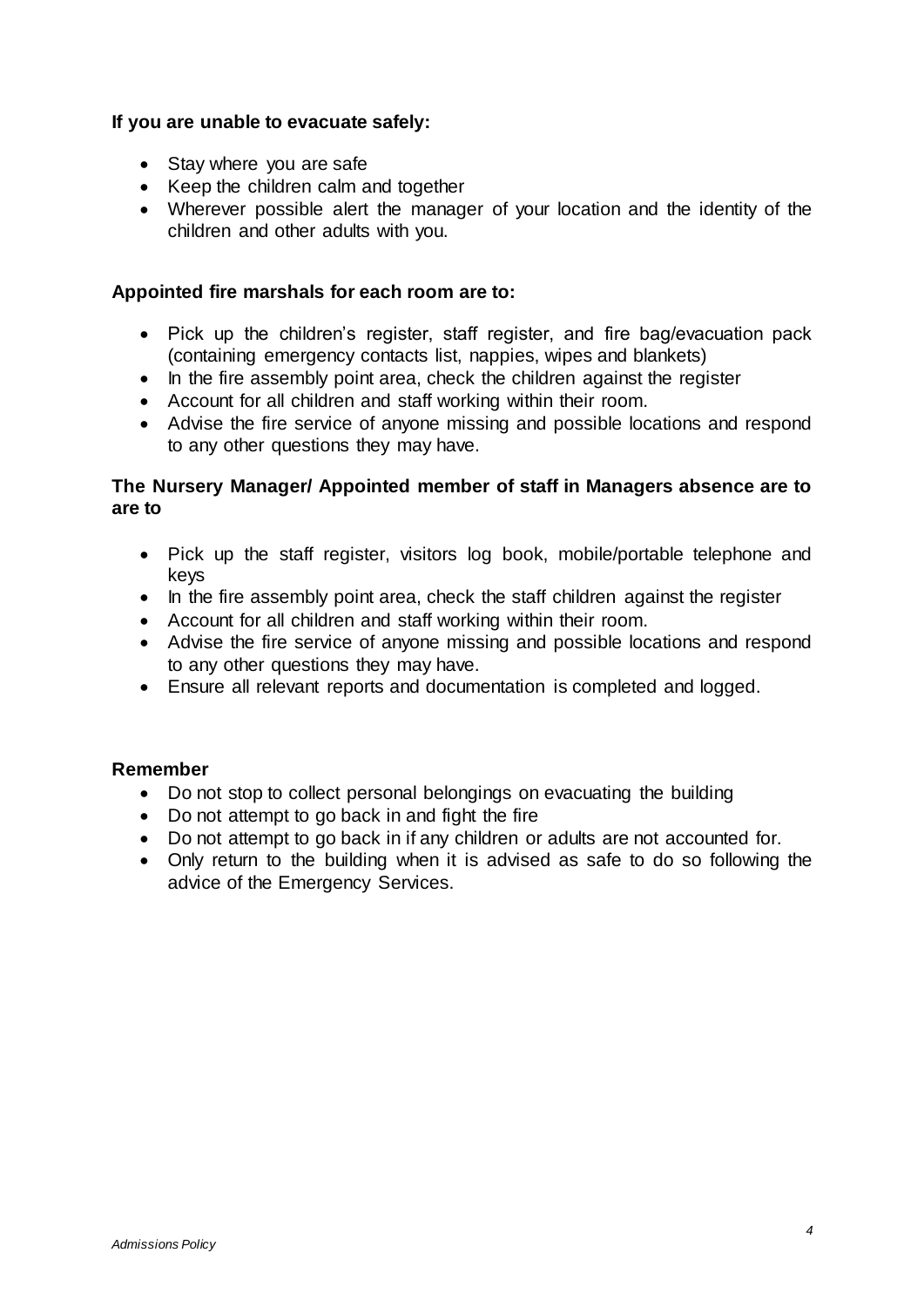**If you are unable to evacuate safely:**

- Stay where you are safe
- Keep the children calm and together
- Wherever possible alert the manager of your location and the identity of the children and other adults with you.

**Appointed fire marshals for each room are to:**

- Pick up the children's register, staff register, and fire bag/evacuation pack (containing emergency contacts list, nappies, wipes and blankets)
- In the fire assembly point area, check the children against the register
- Account for all children and staff working within their room.
- Advise the fire service of anyone missing and possible locations and respond to any other questions they may have.

**The Nursery Manager/ Appointed member of staff in Managers absence are to are to**

- Pick up the staff register, visitors log book, mobile/portable telephone and keys
- In the fire assembly point area, check the staff children against the register
- Account for all children and staff working within their room.
- Advise the fire service of anyone missing and possible locations and respond to any other questions they may have.
- Ensure all relevant reports and documentation is completed and logged.

**Remember**

- Do not stop to collect personal belongings on evacuating the building
- Do not attempt to go back in and fight the fire
- Do not attempt to go back in if any children or adults are not accounted for.
- Only return to the building when it is advised as safe to do so following the advice of the Emergency Services.